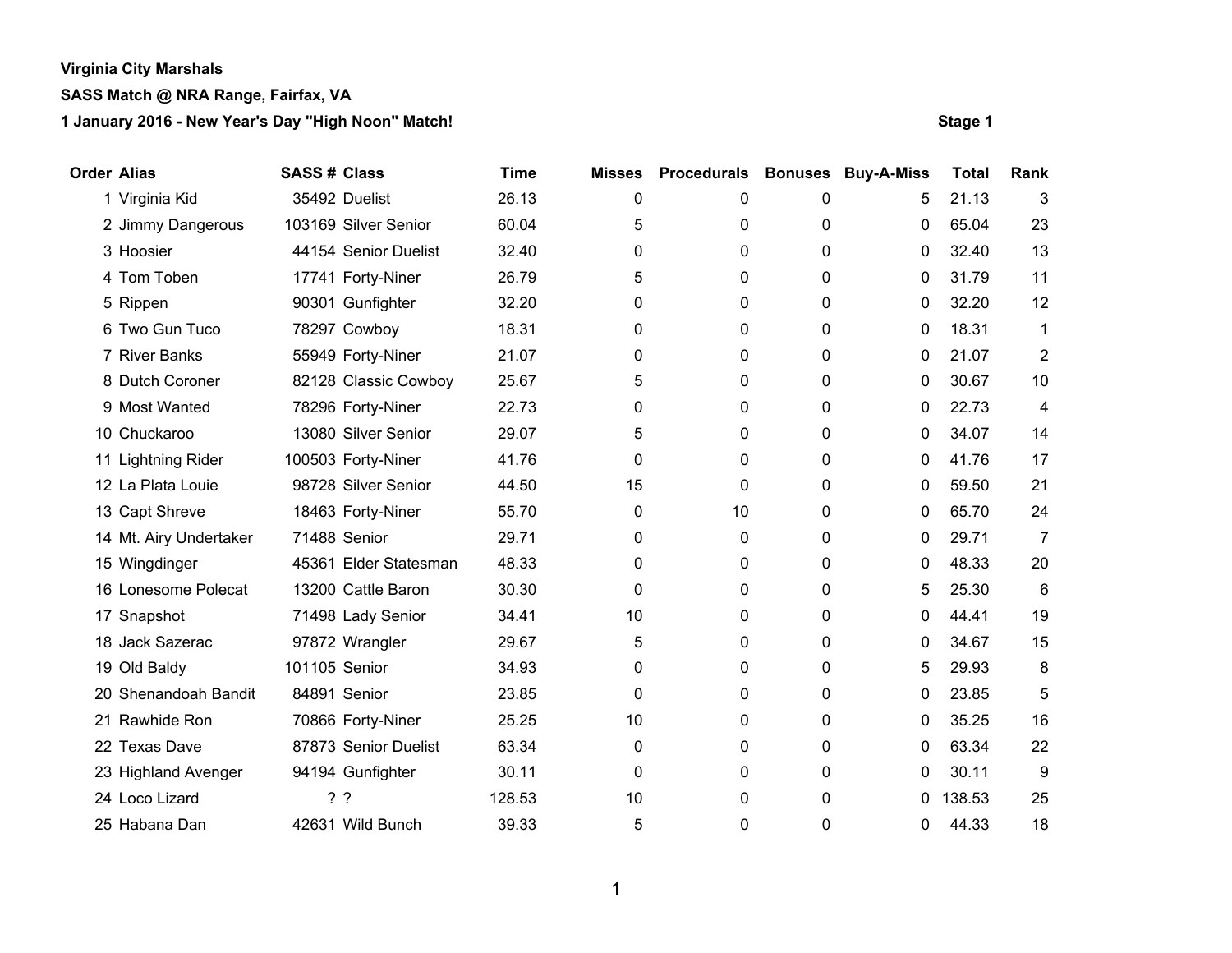**Virginia City Marshals**

**SASS Match @ NRA Range, Fairfax, VA**

**1 January 2016 - New Year's Day "High Noon" Match!** **Stage 1**

| Order | Alias | SASS # | Class | Time | Misses | Procedurals | Bonuses | Buy-A-Miss | Total | Rank |
|---|---|---|---|---|---|---|---|---|---|---|
| 1 | Virginia Kid | 35492 | Duelist | 26.13 | 0 | 0 | 0 | 5 | 21.13 | 3 |
| 2 | Jimmy Dangerous | 103169 | Silver Senior | 60.04 | 5 | 0 | 0 | 0 | 65.04 | 23 |
| 3 | Hoosier | 44154 | Senior Duelist | 32.40 | 0 | 0 | 0 | 0 | 32.40 | 13 |
| 4 | Tom Toben | 17741 | Forty-Niner | 26.79 | 5 | 0 | 0 | 0 | 31.79 | 11 |
| 5 | Rippen | 90301 | Gunfighter | 32.20 | 0 | 0 | 0 | 0 | 32.20 | 12 |
| 6 | Two Gun Tuco | 78297 | Cowboy | 18.31 | 0 | 0 | 0 | 0 | 18.31 | 1 |
| 7 | River Banks | 55949 | Forty-Niner | 21.07 | 0 | 0 | 0 | 0 | 21.07 | 2 |
| 8 | Dutch Coroner | 82128 | Classic Cowboy | 25.67 | 5 | 0 | 0 | 0 | 30.67 | 10 |
| 9 | Most Wanted | 78296 | Forty-Niner | 22.73 | 0 | 0 | 0 | 0 | 22.73 | 4 |
| 10 | Chuckaroo | 13080 | Silver Senior | 29.07 | 5 | 0 | 0 | 0 | 34.07 | 14 |
| 11 | Lightning Rider | 100503 | Forty-Niner | 41.76 | 0 | 0 | 0 | 0 | 41.76 | 17 |
| 12 | La Plata Louie | 98728 | Silver Senior | 44.50 | 15 | 0 | 0 | 0 | 59.50 | 21 |
| 13 | Capt Shreve | 18463 | Forty-Niner | 55.70 | 0 | 10 | 0 | 0 | 65.70 | 24 |
| 14 | Mt. Airy Undertaker | 71488 | Senior | 29.71 | 0 | 0 | 0 | 0 | 29.71 | 7 |
| 15 | Wingdinger | 45361 | Elder Statesman | 48.33 | 0 | 0 | 0 | 0 | 48.33 | 20 |
| 16 | Lonesome Polecat | 13200 | Cattle Baron | 30.30 | 0 | 0 | 0 | 5 | 25.30 | 6 |
| 17 | Snapshot | 71498 | Lady Senior | 34.41 | 10 | 0 | 0 | 0 | 44.41 | 19 |
| 18 | Jack Sazerac | 97872 | Wrangler | 29.67 | 5 | 0 | 0 | 0 | 34.67 | 15 |
| 19 | Old Baldy | 101105 | Senior | 34.93 | 0 | 0 | 0 | 5 | 29.93 | 8 |
| 20 | Shenandoah Bandit | 84891 | Senior | 23.85 | 0 | 0 | 0 | 0 | 23.85 | 5 |
| 21 | Rawhide Ron | 70866 | Forty-Niner | 25.25 | 10 | 0 | 0 | 0 | 35.25 | 16 |
| 22 | Texas Dave | 87873 | Senior Duelist | 63.34 | 0 | 0 | 0 | 0 | 63.34 | 22 |
| 23 | Highland Avenger | 94194 | Gunfighter | 30.11 | 0 | 0 | 0 | 0 | 30.11 | 9 |
| 24 | Loco Lizard | ? | ? | 128.53 | 10 | 0 | 0 | 0 | 138.53 | 25 |
| 25 | Habana Dan | 42631 | Wild Bunch | 39.33 | 5 | 0 | 0 | 0 | 44.33 | 18 |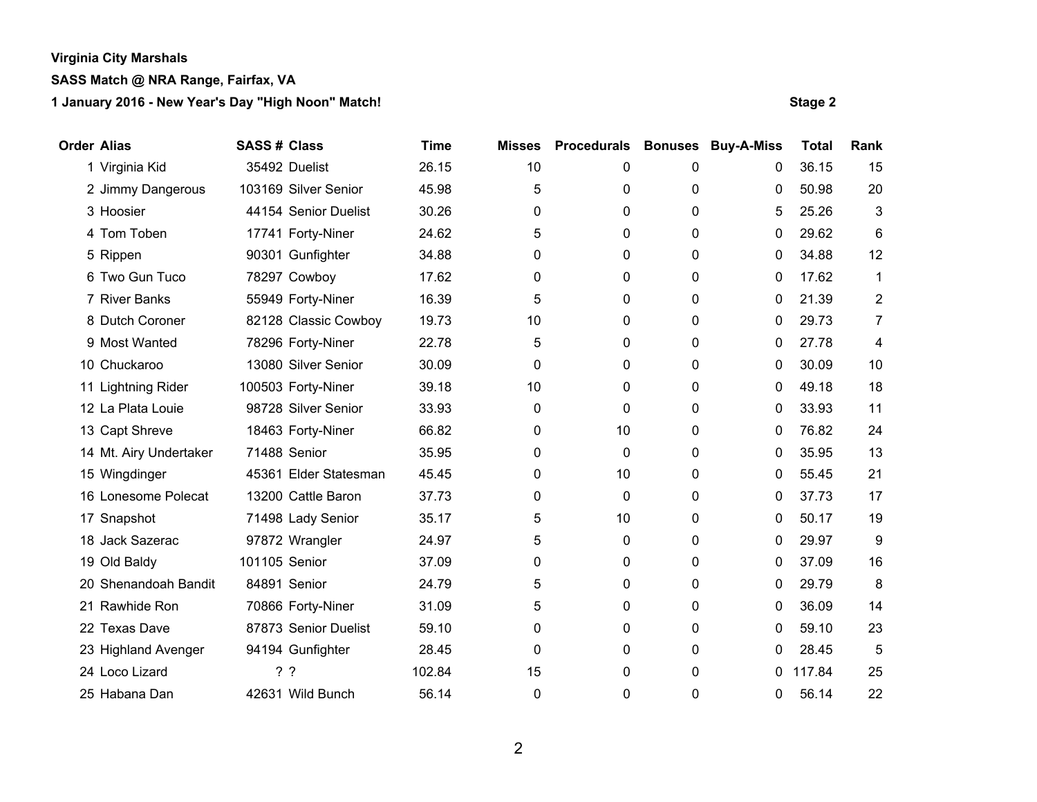**Virginia City Marshals**

**SASS Match @ NRA Range, Fairfax, VA**

**1 January 2016 - New Year's Day "High Noon" Match!**

**Stage 2**

| Order | Alias | SASS # | Class | Time | Misses | Procedurals | Bonuses | Buy-A-Miss | Total | Rank |
|---|---|---|---|---|---|---|---|---|---|---|
| 1 | Virginia Kid | 35492 | Duelist | 26.15 | 10 | 0 | 0 | 0 | 36.15 | 15 |
| 2 | Jimmy Dangerous | 103169 | Silver Senior | 45.98 | 5 | 0 | 0 | 0 | 50.98 | 20 |
| 3 | Hoosier | 44154 | Senior Duelist | 30.26 | 0 | 0 | 0 | 5 | 25.26 | 3 |
| 4 | Tom Toben | 17741 | Forty-Niner | 24.62 | 5 | 0 | 0 | 0 | 29.62 | 6 |
| 5 | Rippen | 90301 | Gunfighter | 34.88 | 0 | 0 | 0 | 0 | 34.88 | 12 |
| 6 | Two Gun Tuco | 78297 | Cowboy | 17.62 | 0 | 0 | 0 | 0 | 17.62 | 1 |
| 7 | River Banks | 55949 | Forty-Niner | 16.39 | 5 | 0 | 0 | 0 | 21.39 | 2 |
| 8 | Dutch Coroner | 82128 | Classic Cowboy | 19.73 | 10 | 0 | 0 | 0 | 29.73 | 7 |
| 9 | Most Wanted | 78296 | Forty-Niner | 22.78 | 5 | 0 | 0 | 0 | 27.78 | 4 |
| 10 | Chuckaroo | 13080 | Silver Senior | 30.09 | 0 | 0 | 0 | 0 | 30.09 | 10 |
| 11 | Lightning Rider | 100503 | Forty-Niner | 39.18 | 10 | 0 | 0 | 0 | 49.18 | 18 |
| 12 | La Plata Louie | 98728 | Silver Senior | 33.93 | 0 | 0 | 0 | 0 | 33.93 | 11 |
| 13 | Capt Shreve | 18463 | Forty-Niner | 66.82 | 0 | 10 | 0 | 0 | 76.82 | 24 |
| 14 | Mt. Airy Undertaker | 71488 | Senior | 35.95 | 0 | 0 | 0 | 0 | 35.95 | 13 |
| 15 | Wingdinger | 45361 | Elder Statesman | 45.45 | 0 | 10 | 0 | 0 | 55.45 | 21 |
| 16 | Lonesome Polecat | 13200 | Cattle Baron | 37.73 | 0 | 0 | 0 | 0 | 37.73 | 17 |
| 17 | Snapshot | 71498 | Lady Senior | 35.17 | 5 | 10 | 0 | 0 | 50.17 | 19 |
| 18 | Jack Sazerac | 97872 | Wrangler | 24.97 | 5 | 0 | 0 | 0 | 29.97 | 9 |
| 19 | Old Baldy | 101105 | Senior | 37.09 | 0 | 0 | 0 | 0 | 37.09 | 16 |
| 20 | Shenandoah Bandit | 84891 | Senior | 24.79 | 5 | 0 | 0 | 0 | 29.79 | 8 |
| 21 | Rawhide Ron | 70866 | Forty-Niner | 31.09 | 5 | 0 | 0 | 0 | 36.09 | 14 |
| 22 | Texas Dave | 87873 | Senior Duelist | 59.10 | 0 | 0 | 0 | 0 | 59.10 | 23 |
| 23 | Highland Avenger | 94194 | Gunfighter | 28.45 | 0 | 0 | 0 | 0 | 28.45 | 5 |
| 24 | Loco Lizard | ? | ? | 102.84 | 15 | 0 | 0 | 0 | 117.84 | 25 |
| 25 | Habana Dan | 42631 | Wild Bunch | 56.14 | 0 | 0 | 0 | 0 | 56.14 | 22 |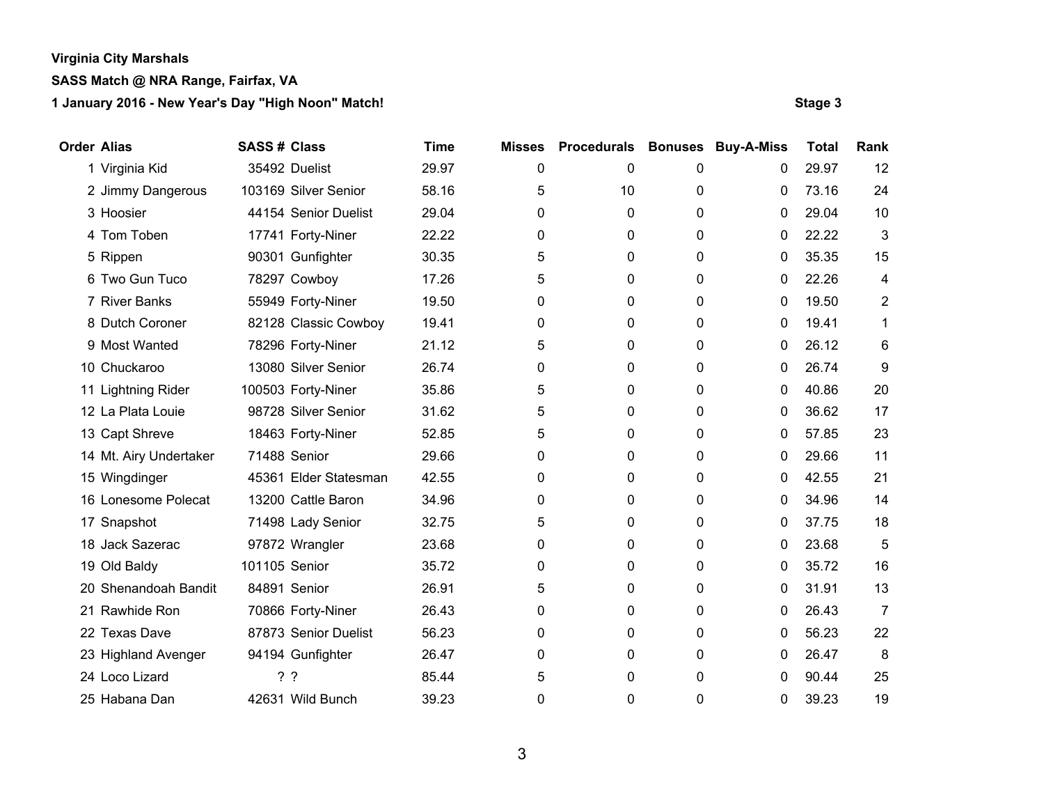**Virginia City Marshals**

**SASS Match @ NRA Range, Fairfax, VA**

**1 January 2016 - New Year's Day "High Noon" Match!**

**Stage 3**

| Order | Alias | SASS # | Class | Time | Misses | Procedurals | Bonuses | Buy-A-Miss | Total | Rank |
|---|---|---|---|---|---|---|---|---|---|---|
| 1 | Virginia Kid | 35492 | Duelist | 29.97 | 0 | 0 | 0 | 0 | 29.97 | 12 |
| 2 | Jimmy Dangerous | 103169 | Silver Senior | 58.16 | 5 | 10 | 0 | 0 | 73.16 | 24 |
| 3 | Hoosier | 44154 | Senior Duelist | 29.04 | 0 | 0 | 0 | 0 | 29.04 | 10 |
| 4 | Tom Toben | 17741 | Forty-Niner | 22.22 | 0 | 0 | 0 | 0 | 22.22 | 3 |
| 5 | Rippen | 90301 | Gunfighter | 30.35 | 5 | 0 | 0 | 0 | 35.35 | 15 |
| 6 | Two Gun Tuco | 78297 | Cowboy | 17.26 | 5 | 0 | 0 | 0 | 22.26 | 4 |
| 7 | River Banks | 55949 | Forty-Niner | 19.50 | 0 | 0 | 0 | 0 | 19.50 | 2 |
| 8 | Dutch Coroner | 82128 | Classic Cowboy | 19.41 | 0 | 0 | 0 | 0 | 19.41 | 1 |
| 9 | Most Wanted | 78296 | Forty-Niner | 21.12 | 5 | 0 | 0 | 0 | 26.12 | 6 |
| 10 | Chuckaroo | 13080 | Silver Senior | 26.74 | 0 | 0 | 0 | 0 | 26.74 | 9 |
| 11 | Lightning Rider | 100503 | Forty-Niner | 35.86 | 5 | 0 | 0 | 0 | 40.86 | 20 |
| 12 | La Plata Louie | 98728 | Silver Senior | 31.62 | 5 | 0 | 0 | 0 | 36.62 | 17 |
| 13 | Capt Shreve | 18463 | Forty-Niner | 52.85 | 5 | 0 | 0 | 0 | 57.85 | 23 |
| 14 | Mt. Airy Undertaker | 71488 | Senior | 29.66 | 0 | 0 | 0 | 0 | 29.66 | 11 |
| 15 | Wingdinger | 45361 | Elder Statesman | 42.55 | 0 | 0 | 0 | 0 | 42.55 | 21 |
| 16 | Lonesome Polecat | 13200 | Cattle Baron | 34.96 | 0 | 0 | 0 | 0 | 34.96 | 14 |
| 17 | Snapshot | 71498 | Lady Senior | 32.75 | 5 | 0 | 0 | 0 | 37.75 | 18 |
| 18 | Jack Sazerac | 97872 | Wrangler | 23.68 | 0 | 0 | 0 | 0 | 23.68 | 5 |
| 19 | Old Baldy | 101105 | Senior | 35.72 | 0 | 0 | 0 | 0 | 35.72 | 16 |
| 20 | Shenandoah Bandit | 84891 | Senior | 26.91 | 5 | 0 | 0 | 0 | 31.91 | 13 |
| 21 | Rawhide Ron | 70866 | Forty-Niner | 26.43 | 0 | 0 | 0 | 0 | 26.43 | 7 |
| 22 | Texas Dave | 87873 | Senior Duelist | 56.23 | 0 | 0 | 0 | 0 | 56.23 | 22 |
| 23 | Highland Avenger | 94194 | Gunfighter | 26.47 | 0 | 0 | 0 | 0 | 26.47 | 8 |
| 24 | Loco Lizard | ? | ? | 85.44 | 5 | 0 | 0 | 0 | 90.44 | 25 |
| 25 | Habana Dan | 42631 | Wild Bunch | 39.23 | 0 | 0 | 0 | 0 | 39.23 | 19 |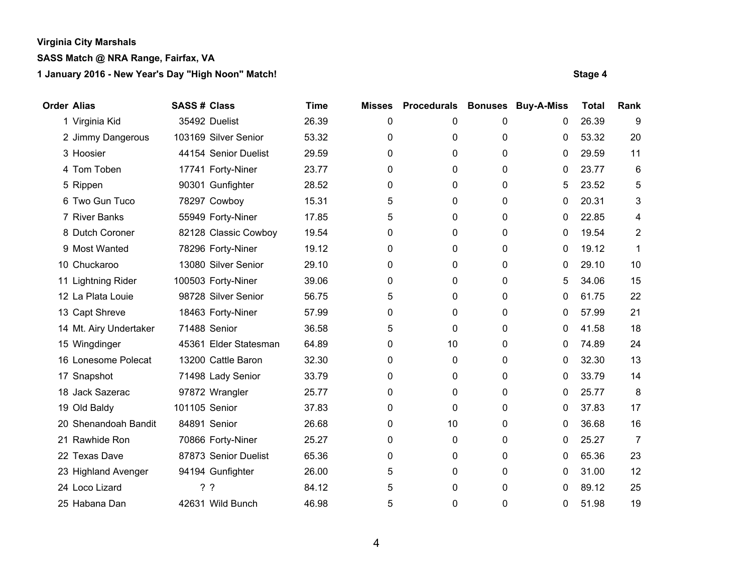**Virginia City Marshals**

**SASS Match @ NRA Range, Fairfax, VA**

**1 January 2016 - New Year's Day "High Noon" Match!**

**Stage 4**

| Order | Alias | SASS # | Class | Time | Misses | Procedurals | Bonuses | Buy-A-Miss | Total | Rank |
|---|---|---|---|---|---|---|---|---|---|---|
| 1 | Virginia Kid | 35492 | Duelist | 26.39 | 0 | 0 | 0 | 0 | 26.39 | 9 |
| 2 | Jimmy Dangerous | 103169 | Silver Senior | 53.32 | 0 | 0 | 0 | 0 | 53.32 | 20 |
| 3 | Hoosier | 44154 | Senior Duelist | 29.59 | 0 | 0 | 0 | 0 | 29.59 | 11 |
| 4 | Tom Toben | 17741 | Forty-Niner | 23.77 | 0 | 0 | 0 | 0 | 23.77 | 6 |
| 5 | Rippen | 90301 | Gunfighter | 28.52 | 0 | 0 | 0 | 5 | 23.52 | 5 |
| 6 | Two Gun Tuco | 78297 | Cowboy | 15.31 | 5 | 0 | 0 | 0 | 20.31 | 3 |
| 7 | River Banks | 55949 | Forty-Niner | 17.85 | 5 | 0 | 0 | 0 | 22.85 | 4 |
| 8 | Dutch Coroner | 82128 | Classic Cowboy | 19.54 | 0 | 0 | 0 | 0 | 19.54 | 2 |
| 9 | Most Wanted | 78296 | Forty-Niner | 19.12 | 0 | 0 | 0 | 0 | 19.12 | 1 |
| 10 | Chuckaroo | 13080 | Silver Senior | 29.10 | 0 | 0 | 0 | 0 | 29.10 | 10 |
| 11 | Lightning Rider | 100503 | Forty-Niner | 39.06 | 0 | 0 | 0 | 5 | 34.06 | 15 |
| 12 | La Plata Louie | 98728 | Silver Senior | 56.75 | 5 | 0 | 0 | 0 | 61.75 | 22 |
| 13 | Capt Shreve | 18463 | Forty-Niner | 57.99 | 0 | 0 | 0 | 0 | 57.99 | 21 |
| 14 | Mt. Airy Undertaker | 71488 | Senior | 36.58 | 5 | 0 | 0 | 0 | 41.58 | 18 |
| 15 | Wingdinger | 45361 | Elder Statesman | 64.89 | 0 | 10 | 0 | 0 | 74.89 | 24 |
| 16 | Lonesome Polecat | 13200 | Cattle Baron | 32.30 | 0 | 0 | 0 | 0 | 32.30 | 13 |
| 17 | Snapshot | 71498 | Lady Senior | 33.79 | 0 | 0 | 0 | 0 | 33.79 | 14 |
| 18 | Jack Sazerac | 97872 | Wrangler | 25.77 | 0 | 0 | 0 | 0 | 25.77 | 8 |
| 19 | Old Baldy | 101105 | Senior | 37.83 | 0 | 0 | 0 | 0 | 37.83 | 17 |
| 20 | Shenandoah Bandit | 84891 | Senior | 26.68 | 0 | 10 | 0 | 0 | 36.68 | 16 |
| 21 | Rawhide Ron | 70866 | Forty-Niner | 25.27 | 0 | 0 | 0 | 0 | 25.27 | 7 |
| 22 | Texas Dave | 87873 | Senior Duelist | 65.36 | 0 | 0 | 0 | 0 | 65.36 | 23 |
| 23 | Highland Avenger | 94194 | Gunfighter | 26.00 | 5 | 0 | 0 | 0 | 31.00 | 12 |
| 24 | Loco Lizard | ? | ? | 84.12 | 5 | 0 | 0 | 0 | 89.12 | 25 |
| 25 | Habana Dan | 42631 | Wild Bunch | 46.98 | 5 | 0 | 0 | 0 | 51.98 | 19 |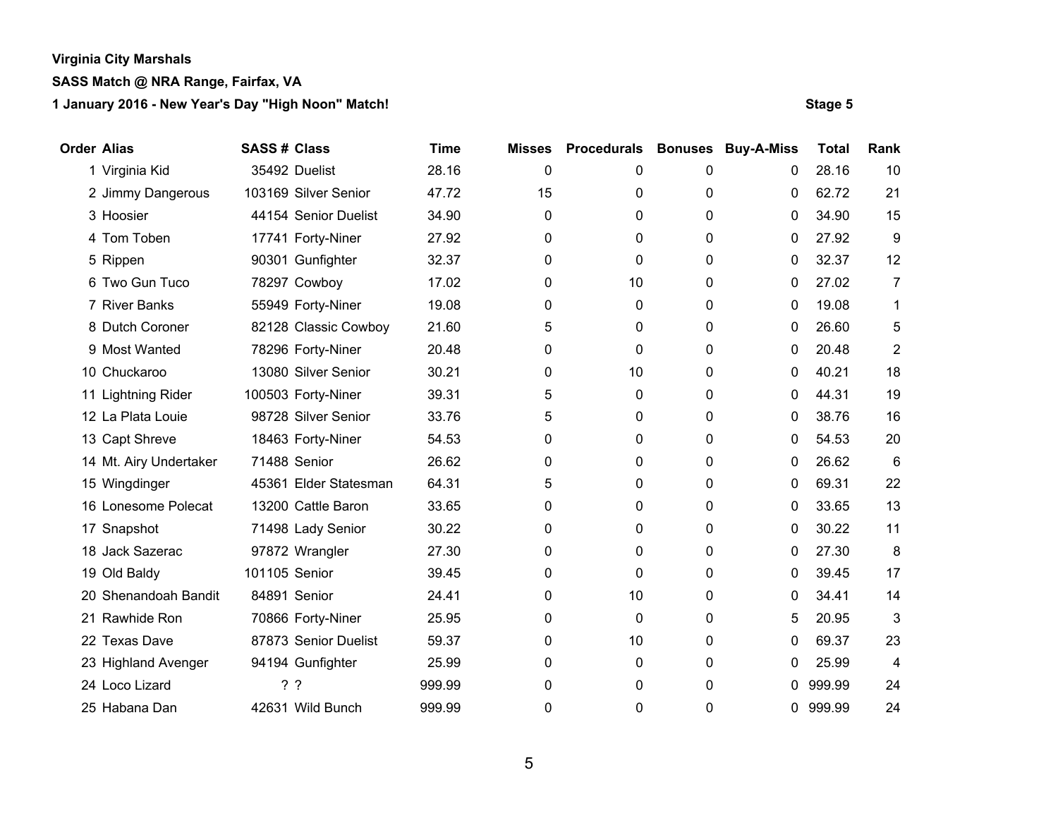**Virginia City Marshals**

**SASS Match @ NRA Range, Fairfax, VA**

**1 January 2016 - New Year's Day "High Noon" Match!**

**Stage 5**

| Order | Alias | SASS # | Class | Time | Misses | Procedurals | Bonuses | Buy-A-Miss | Total | Rank |
|---|---|---|---|---|---|---|---|---|---|---|
| 1 | Virginia Kid | 35492 | Duelist | 28.16 | 0 | 0 | 0 | 0 | 28.16 | 10 |
| 2 | Jimmy Dangerous | 103169 | Silver Senior | 47.72 | 15 | 0 | 0 | 0 | 62.72 | 21 |
| 3 | Hoosier | 44154 | Senior Duelist | 34.90 | 0 | 0 | 0 | 0 | 34.90 | 15 |
| 4 | Tom Toben | 17741 | Forty-Niner | 27.92 | 0 | 0 | 0 | 0 | 27.92 | 9 |
| 5 | Rippen | 90301 | Gunfighter | 32.37 | 0 | 0 | 0 | 0 | 32.37 | 12 |
| 6 | Two Gun Tuco | 78297 | Cowboy | 17.02 | 0 | 10 | 0 | 0 | 27.02 | 7 |
| 7 | River Banks | 55949 | Forty-Niner | 19.08 | 0 | 0 | 0 | 0 | 19.08 | 1 |
| 8 | Dutch Coroner | 82128 | Classic Cowboy | 21.60 | 5 | 0 | 0 | 0 | 26.60 | 5 |
| 9 | Most Wanted | 78296 | Forty-Niner | 20.48 | 0 | 0 | 0 | 0 | 20.48 | 2 |
| 10 | Chuckaroo | 13080 | Silver Senior | 30.21 | 0 | 10 | 0 | 0 | 40.21 | 18 |
| 11 | Lightning Rider | 100503 | Forty-Niner | 39.31 | 5 | 0 | 0 | 0 | 44.31 | 19 |
| 12 | La Plata Louie | 98728 | Silver Senior | 33.76 | 5 | 0 | 0 | 0 | 38.76 | 16 |
| 13 | Capt Shreve | 18463 | Forty-Niner | 54.53 | 0 | 0 | 0 | 0 | 54.53 | 20 |
| 14 | Mt. Airy Undertaker | 71488 | Senior | 26.62 | 0 | 0 | 0 | 0 | 26.62 | 6 |
| 15 | Wingdinger | 45361 | Elder Statesman | 64.31 | 5 | 0 | 0 | 0 | 69.31 | 22 |
| 16 | Lonesome Polecat | 13200 | Cattle Baron | 33.65 | 0 | 0 | 0 | 0 | 33.65 | 13 |
| 17 | Snapshot | 71498 | Lady Senior | 30.22 | 0 | 0 | 0 | 0 | 30.22 | 11 |
| 18 | Jack Sazerac | 97872 | Wrangler | 27.30 | 0 | 0 | 0 | 0 | 27.30 | 8 |
| 19 | Old Baldy | 101105 | Senior | 39.45 | 0 | 0 | 0 | 0 | 39.45 | 17 |
| 20 | Shenandoah Bandit | 84891 | Senior | 24.41 | 0 | 10 | 0 | 0 | 34.41 | 14 |
| 21 | Rawhide Ron | 70866 | Forty-Niner | 25.95 | 0 | 0 | 0 | 5 | 20.95 | 3 |
| 22 | Texas Dave | 87873 | Senior Duelist | 59.37 | 0 | 10 | 0 | 0 | 69.37 | 23 |
| 23 | Highland Avenger | 94194 | Gunfighter | 25.99 | 0 | 0 | 0 | 0 | 25.99 | 4 |
| 24 | Loco Lizard | ? | ? | 999.99 | 0 | 0 | 0 | 0 | 999.99 | 24 |
| 25 | Habana Dan | 42631 | Wild Bunch | 999.99 | 0 | 0 | 0 | 0 | 999.99 | 24 |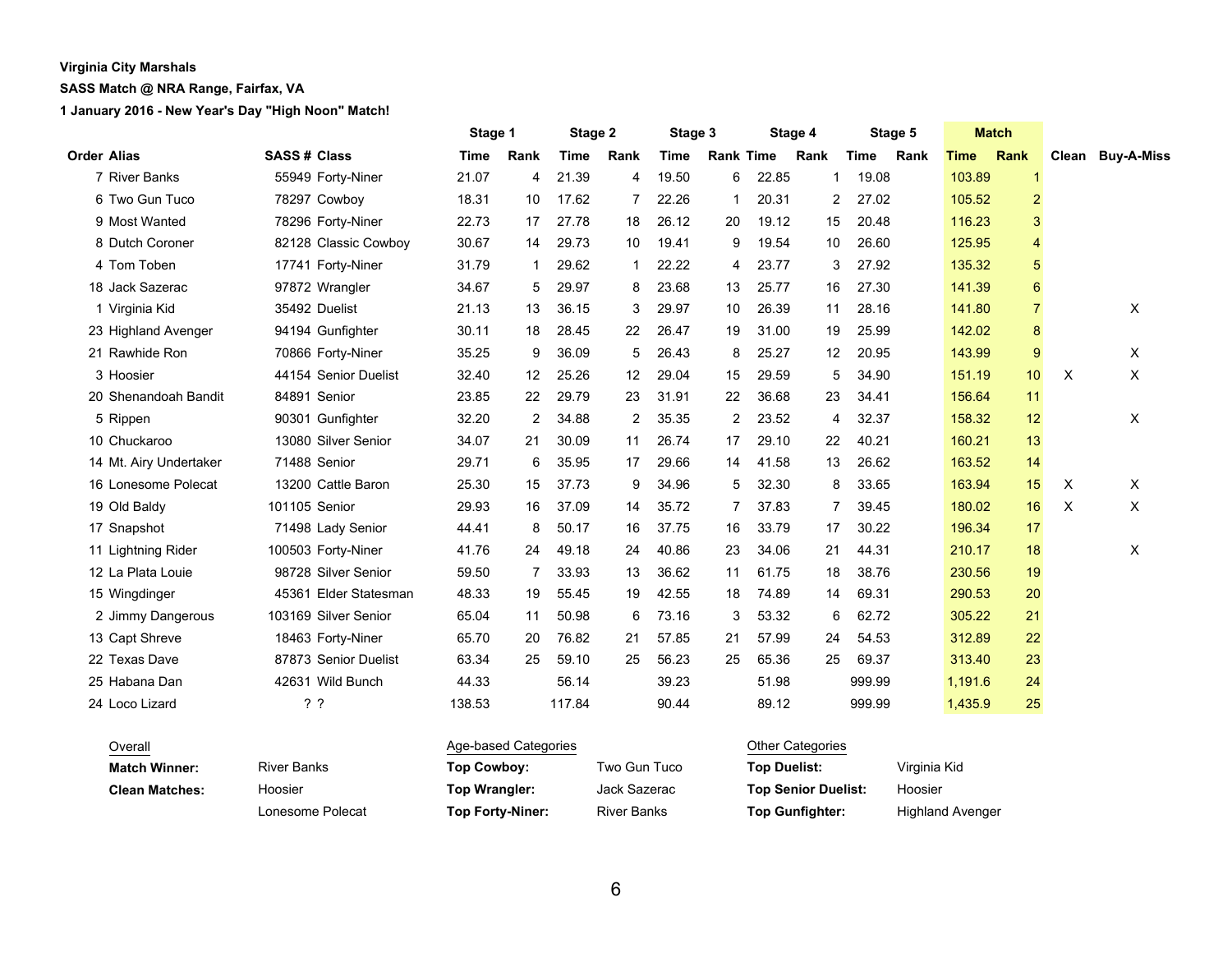**Virginia City Marshals**

**SASS Match @ NRA Range, Fairfax, VA**

**1 January 2016 - New Year's Day "High Noon" Match!**

| Order | Alias | SASS # | Class | Stage 1 Time | Stage 1 Rank | Stage 2 Time | Stage 2 Rank | Stage 3 Time | Stage 3 Rank | Stage 4 Time | Stage 4 Rank | Stage 5 Time | Stage 5 Rank | Match Time | Match Rank | Clean | Buy-A-Miss |
|---|---|---|---|---|---|---|---|---|---|---|---|---|---|---|---|---|---|
| 7 | River Banks | 55949 | Forty-Niner | 21.07 | 4 | 21.39 | 4 | 19.50 | 6 | 22.85 | 1 | 19.08 | | 103.89 | 1 | | |
| 6 | Two Gun Tuco | 78297 | Cowboy | 18.31 | 10 | 17.62 | 7 | 22.26 | 1 | 20.31 | 2 | 27.02 | | 105.52 | 2 | | |
| 9 | Most Wanted | 78296 | Forty-Niner | 22.73 | 17 | 27.78 | 18 | 26.12 | 20 | 19.12 | 15 | 20.48 | | 116.23 | 3 | | |
| 8 | Dutch Coroner | 82128 | Classic Cowboy | 30.67 | 14 | 29.73 | 10 | 19.41 | 9 | 19.54 | 10 | 26.60 | | 125.95 | 4 | | |
| 4 | Tom Toben | 17741 | Forty-Niner | 31.79 | 1 | 29.62 | 1 | 22.22 | 4 | 23.77 | 3 | 27.92 | | 135.32 | 5 | | |
| 18 | Jack Sazerac | 97872 | Wrangler | 34.67 | 5 | 29.97 | 8 | 23.68 | 13 | 25.77 | 16 | 27.30 | | 141.39 | 6 | | |
| 1 | Virginia Kid | 35492 | Duelist | 21.13 | 13 | 36.15 | 3 | 29.97 | 10 | 26.39 | 11 | 28.16 | | 141.80 | 7 | | X |
| 23 | Highland Avenger | 94194 | Gunfighter | 30.11 | 18 | 28.45 | 22 | 26.47 | 19 | 31.00 | 19 | 25.99 | | 142.02 | 8 | | |
| 21 | Rawhide Ron | 70866 | Forty-Niner | 35.25 | 9 | 36.09 | 5 | 26.43 | 8 | 25.27 | 12 | 20.95 | | 143.99 | 9 | | X |
| 3 | Hoosier | 44154 | Senior Duelist | 32.40 | 12 | 25.26 | 12 | 29.04 | 15 | 29.59 | 5 | 34.90 | | 151.19 | 10 | X | X |
| 20 | Shenandoah Bandit | 84891 | Senior | 23.85 | 22 | 29.79 | 23 | 31.91 | 22 | 36.68 | 23 | 34.41 | | 156.64 | 11 | | |
| 5 | Rippen | 90301 | Gunfighter | 32.20 | 2 | 34.88 | 2 | 35.35 | 2 | 23.52 | 4 | 32.37 | | 158.32 | 12 | | X |
| 10 | Chuckaroo | 13080 | Silver Senior | 34.07 | 21 | 30.09 | 11 | 26.74 | 17 | 29.10 | 22 | 40.21 | | 160.21 | 13 | | |
| 14 | Mt. Airy Undertaker | 71488 | Senior | 29.71 | 6 | 35.95 | 17 | 29.66 | 14 | 41.58 | 13 | 26.62 | | 163.52 | 14 | | |
| 16 | Lonesome Polecat | 13200 | Cattle Baron | 25.30 | 15 | 37.73 | 9 | 34.96 | 5 | 32.30 | 8 | 33.65 | | 163.94 | 15 | X | X |
| 19 | Old Baldy | 101105 | Senior | 29.93 | 16 | 37.09 | 14 | 35.72 | 7 | 37.83 | 7 | 39.45 | | 180.02 | 16 | X | X |
| 17 | Snapshot | 71498 | Lady Senior | 44.41 | 8 | 50.17 | 16 | 37.75 | 16 | 33.79 | 17 | 30.22 | | 196.34 | 17 | | |
| 11 | Lightning Rider | 100503 | Forty-Niner | 41.76 | 24 | 49.18 | 24 | 40.86 | 23 | 34.06 | 21 | 44.31 | | 210.17 | 18 | | X |
| 12 | La Plata Louie | 98728 | Silver Senior | 59.50 | 7 | 33.93 | 13 | 36.62 | 11 | 61.75 | 18 | 38.76 | | 230.56 | 19 | | |
| 15 | Wingdinger | 45361 | Elder Statesman | 48.33 | 19 | 55.45 | 19 | 42.55 | 18 | 74.89 | 14 | 69.31 | | 290.53 | 20 | | |
| 2 | Jimmy Dangerous | 103169 | Silver Senior | 65.04 | 11 | 50.98 | 6 | 73.16 | 3 | 53.32 | 6 | 62.72 | | 305.22 | 21 | | |
| 13 | Capt Shreve | 18463 | Forty-Niner | 65.70 | 20 | 76.82 | 21 | 57.85 | 21 | 57.99 | 24 | 54.53 | | 312.89 | 22 | | |
| 22 | Texas Dave | 87873 | Senior Duelist | 63.34 | 25 | 59.10 | 25 | 56.23 | 25 | 65.36 | 25 | 69.37 | | 313.40 | 23 | | |
| 25 | Habana Dan | 42631 | Wild Bunch | 44.33 | | 56.14 | | 39.23 | | 51.98 | | 999.99 | | 1,191.6 | 24 | | |
| 24 | Loco Lizard | ? ? | | 138.53 | | 117.84 | | 90.44 | | 89.12 | | 999.99 | | 1,435.9 | 25 | | |

| Overall | | Age-based Categories | | Other Categories | |
|---|---|---|---|---|---|
| **Match Winner:** | River Banks | **Top Cowboy:** | Two Gun Tuco | **Top Duelist:** | Virginia Kid |
| **Clean Matches:** | Hoosier | **Top Wrangler:** | Jack Sazerac | **Top Senior Duelist:** | Hoosier |
| | Lonesome Polecat | **Top Forty-Niner:** | River Banks | **Top Gunfighter:** | Highland Avenger |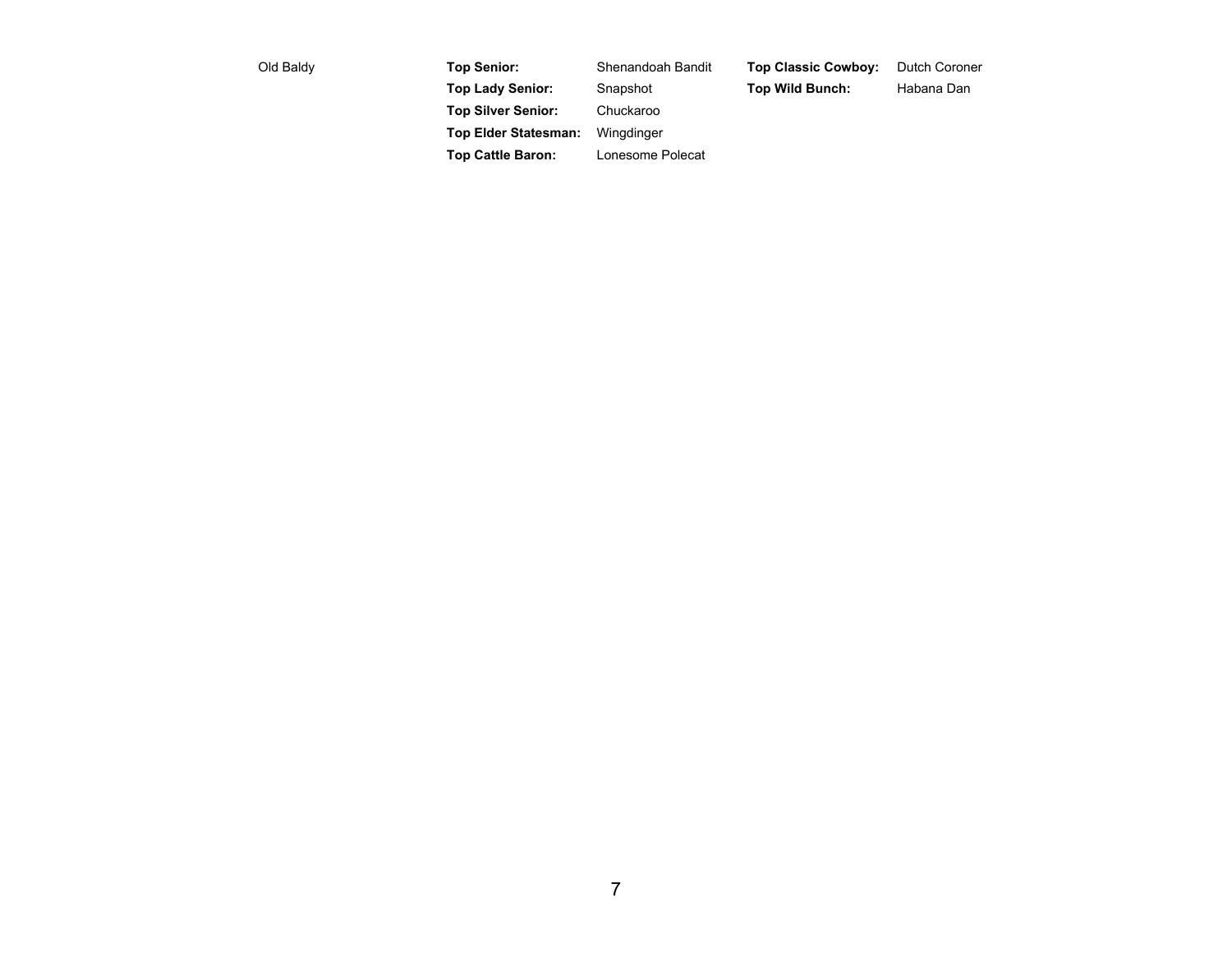| | | | | |
|---|---|---|---|---|
| Old Baldy | **Top Senior:** | Shenandoah Bandit | **Top Classic Cowboy:** | Dutch Coroner |
| | **Top Lady Senior:** | Snapshot | **Top Wild Bunch:** | Habana Dan |
| | **Top Silver Senior:** | Chuckaroo | | |
| | **Top Elder Statesman:** | Wingdinger | | |
| | **Top Cattle Baron:** | Lonesome Polecat | | |